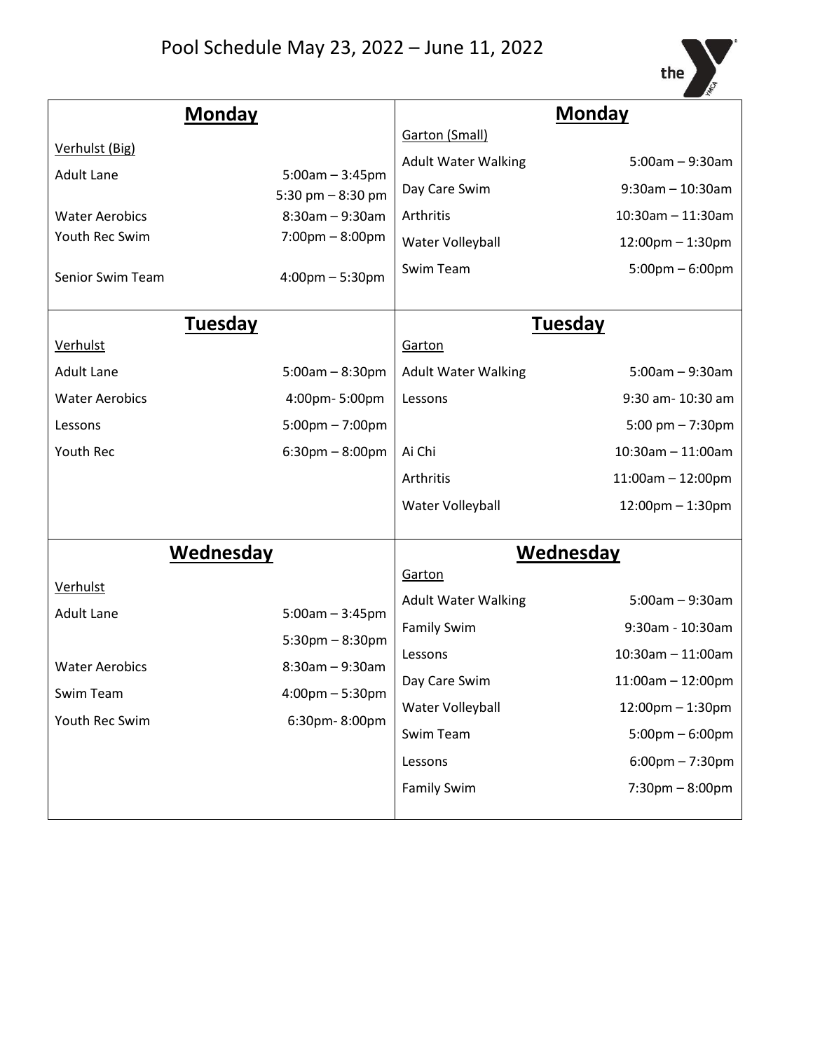# Pool Schedule May 23, 2022 – June 11, 2022

## Monday

Verhulst (Big)

| Activity | Time |
|---|---|
| Adult Lane | 5:00am – 3:45pm |
| | 5:30 pm – 8:30 pm |
| Water Aerobics | 8:30am – 9:30am |
| Youth Rec Swim | 7:00pm – 8:00pm |
| Senior Swim Team | 4:00pm – 5:30pm |

## Monday

Garton (Small)

| Activity | Time |
|---|---|
| Adult Water Walking | 5:00am – 9:30am |
| Day Care Swim | 9:30am – 10:30am |
| Arthritis | 10:30am – 11:30am |
| Water Volleyball | 12:00pm – 1:30pm |
| Swim Team | 5:00pm – 6:00pm |

## Tuesday

Verhulst

| Activity | Time |
|---|---|
| Adult Lane | 5:00am – 8:30pm |
| Water Aerobics | 4:00pm- 5:00pm |
| Lessons | 5:00pm – 7:00pm |
| Youth Rec | 6:30pm – 8:00pm |

## Tuesday

Garton

| Activity | Time |
|---|---|
| Adult Water Walking | 5:00am – 9:30am |
| Lessons | 9:30 am- 10:30 am |
| | 5:00 pm – 7:30pm |
| Ai Chi | 10:30am – 11:00am |
| Arthritis | 11:00am – 12:00pm |
| Water Volleyball | 12:00pm – 1:30pm |

## Wednesday

Verhulst

| Activity | Time |
|---|---|
| Adult Lane | 5:00am – 3:45pm |
| | 5:30pm – 8:30pm |
| Water Aerobics | 8:30am – 9:30am |
| Swim Team | 4:00pm – 5:30pm |
| Youth Rec Swim | 6:30pm- 8:00pm |

## Wednesday

Garton

| Activity | Time |
|---|---|
| Adult Water Walking | 5:00am – 9:30am |
| Family Swim | 9:30am - 10:30am |
| Lessons | 10:30am – 11:00am |
| Day Care Swim | 11:00am – 12:00pm |
| Water Volleyball | 12:00pm – 1:30pm |
| Swim Team | 5:00pm – 6:00pm |
| Lessons | 6:00pm – 7:30pm |
| Family Swim | 7:30pm – 8:00pm |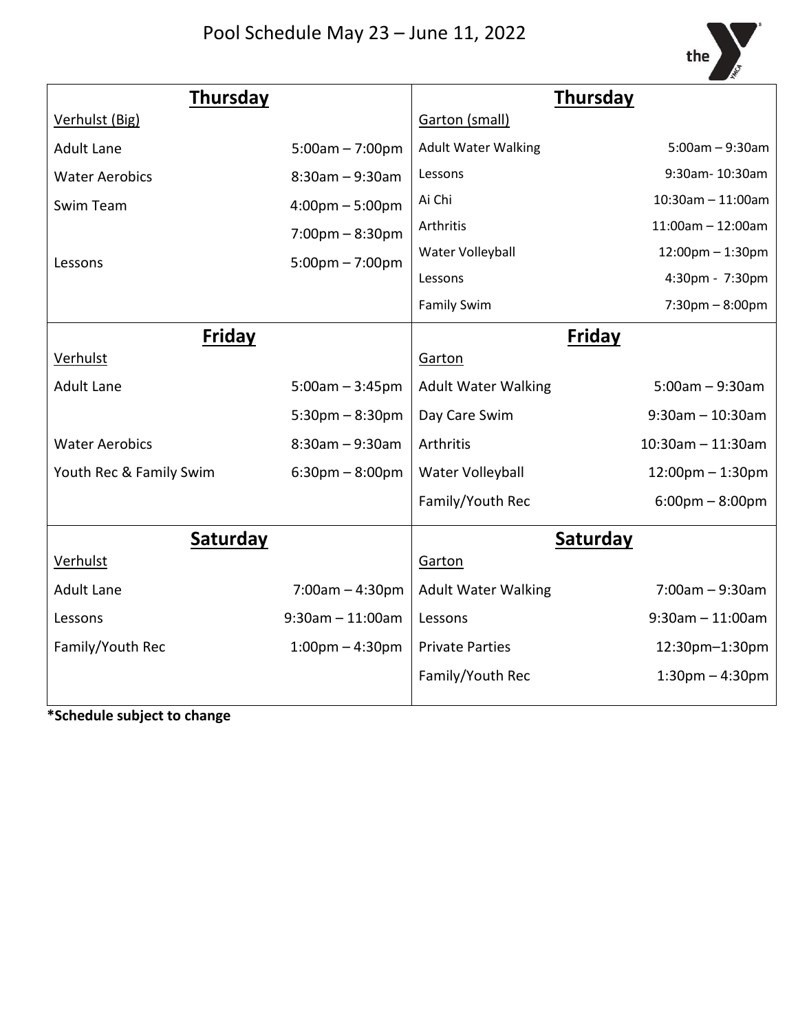# Pool Schedule May 23 – June 11, 2022

| Thursday | | Thursday | |
|---|---|---|---|
| Verhulst (Big) | | Garton (small) | |
| Adult Lane | 5:00am – 7:00pm | Adult Water Walking | 5:00am – 9:30am |
| Water Aerobics | 8:30am – 9:30am | Lessons | 9:30am- 10:30am |
| Swim Team | 4:00pm – 5:00pm | Ai Chi | 10:30am – 11:00am |
| | 7:00pm – 8:30pm | Arthritis | 11:00am – 12:00am |
| Lessons | 5:00pm – 7:00pm | Water Volleyball | 12:00pm – 1:30pm |
| | | Lessons | 4:30pm - 7:30pm |
| | | Family Swim | 7:30pm – 8:00pm |

| Friday | | Friday | |
|---|---|---|---|
| Verhulst | | Garton | |
| Adult Lane | 5:00am – 3:45pm | Adult Water Walking | 5:00am – 9:30am |
| | 5:30pm – 8:30pm | Day Care Swim | 9:30am – 10:30am |
| Water Aerobics | 8:30am – 9:30am | Arthritis | 10:30am – 11:30am |
| Youth Rec & Family Swim | 6:30pm – 8:00pm | Water Volleyball | 12:00pm – 1:30pm |
| | | Family/Youth Rec | 6:00pm – 8:00pm |

| Saturday | | Saturday | |
|---|---|---|---|
| Verhulst | | Garton | |
| Adult Lane | 7:00am – 4:30pm | Adult Water Walking | 7:00am – 9:30am |
| Lessons | 9:30am – 11:00am | Lessons | 9:30am – 11:00am |
| Family/Youth Rec | 1:00pm – 4:30pm | Private Parties | 12:30pm–1:30pm |
| | | Family/Youth Rec | 1:30pm – 4:30pm |

**\*Schedule subject to change**